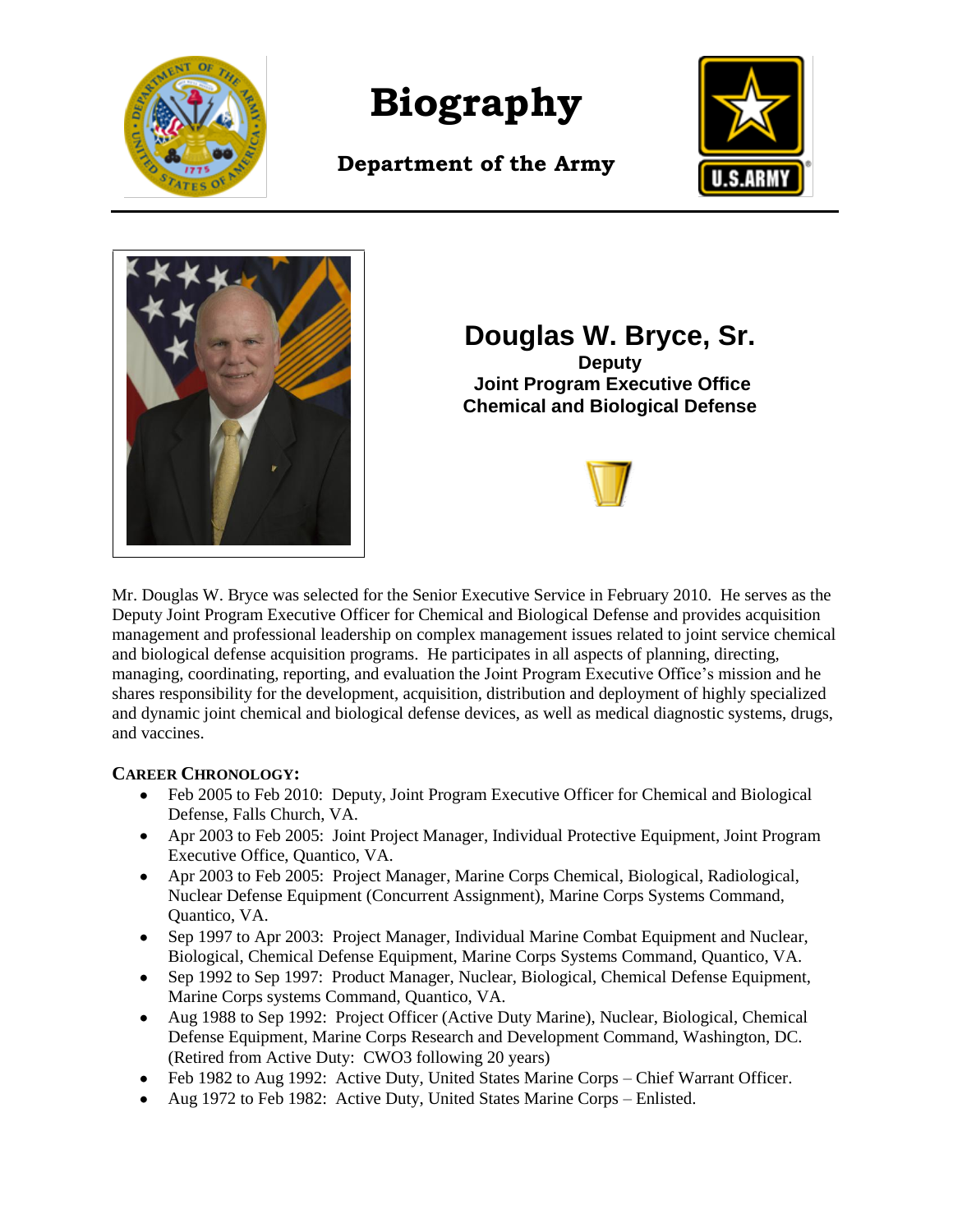# Biography

**Department of the Army**

## Douglas W. Bryce, Sr.

**Deputy**
**Joint Program Executive Office**
**Chemical and Biological Defense**

Mr. Douglas W. Bryce was selected for the Senior Executive Service in February 2010. He serves as the Deputy Joint Program Executive Officer for Chemical and Biological Defense and provides acquisition management and professional leadership on complex management issues related to joint service chemical and biological defense acquisition programs. He participates in all aspects of planning, directing, managing, coordinating, reporting, and evaluation the Joint Program Executive Office's mission and he shares responsibility for the development, acquisition, distribution and deployment of highly specialized and dynamic joint chemical and biological defense devices, as well as medical diagnostic systems, drugs, and vaccines.

**CAREER CHRONOLOGY:**

- Feb 2005 to Feb 2010: Deputy, Joint Program Executive Officer for Chemical and Biological Defense, Falls Church, VA.
- Apr 2003 to Feb 2005: Joint Project Manager, Individual Protective Equipment, Joint Program Executive Office, Quantico, VA.
- Apr 2003 to Feb 2005: Project Manager, Marine Corps Chemical, Biological, Radiological, Nuclear Defense Equipment (Concurrent Assignment), Marine Corps Systems Command, Quantico, VA.
- Sep 1997 to Apr 2003: Project Manager, Individual Marine Combat Equipment and Nuclear, Biological, Chemical Defense Equipment, Marine Corps Systems Command, Quantico, VA.
- Sep 1992 to Sep 1997: Product Manager, Nuclear, Biological, Chemical Defense Equipment, Marine Corps systems Command, Quantico, VA.
- Aug 1988 to Sep 1992: Project Officer (Active Duty Marine), Nuclear, Biological, Chemical Defense Equipment, Marine Corps Research and Development Command, Washington, DC. (Retired from Active Duty: CWO3 following 20 years)
- Feb 1982 to Aug 1992: Active Duty, United States Marine Corps – Chief Warrant Officer.
- Aug 1972 to Feb 1982: Active Duty, United States Marine Corps – Enlisted.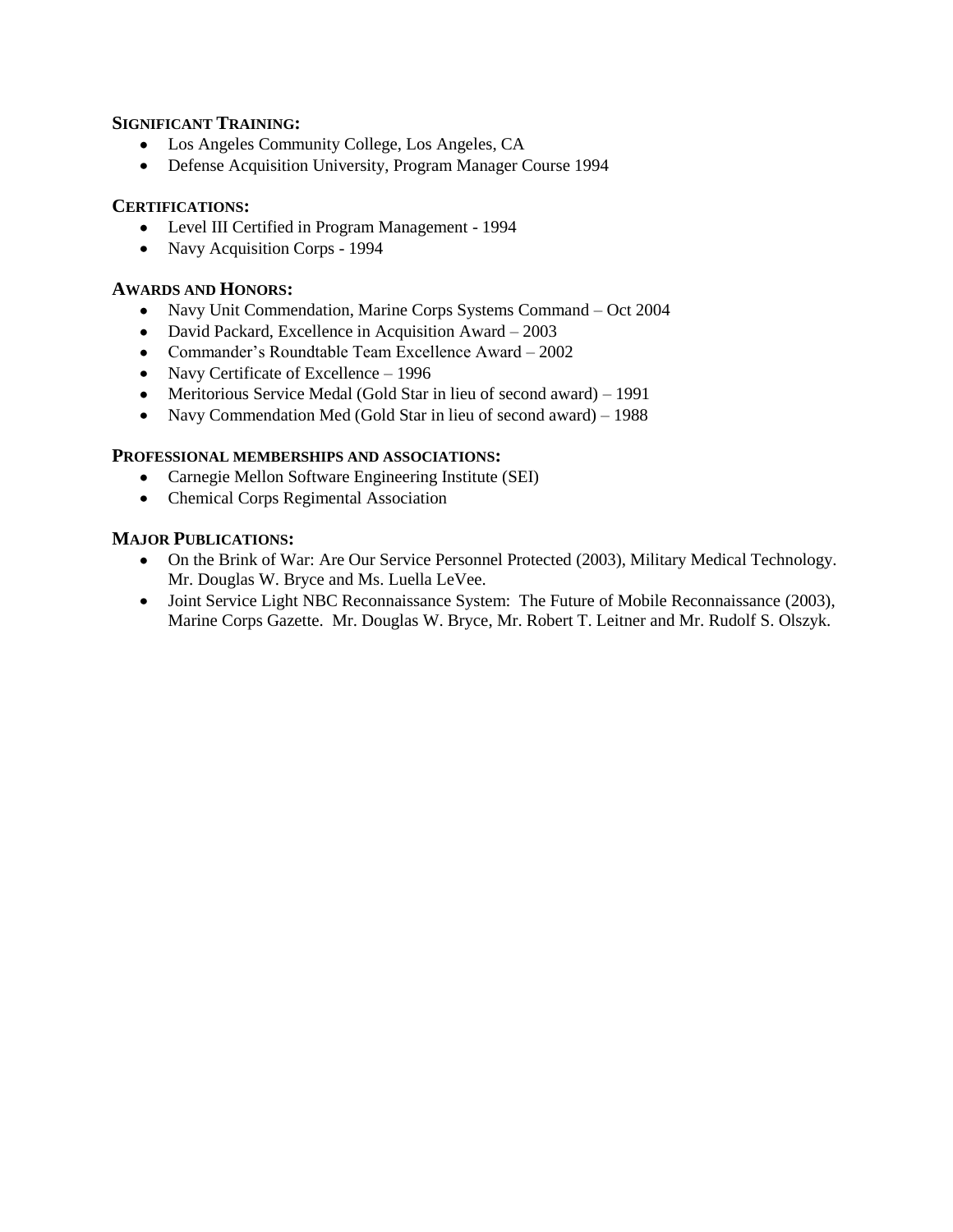## SIGNIFICANT TRAINING:

- Los Angeles Community College, Los Angeles, CA
- Defense Acquisition University, Program Manager Course 1994

## CERTIFICATIONS:

- Level III Certified in Program Management - 1994
- Navy Acquisition Corps - 1994

## AWARDS AND HONORS:

- Navy Unit Commendation, Marine Corps Systems Command – Oct 2004
- David Packard, Excellence in Acquisition Award – 2003
- Commander's Roundtable Team Excellence Award – 2002
- Navy Certificate of Excellence – 1996
- Meritorious Service Medal (Gold Star in lieu of second award) – 1991
- Navy Commendation Med (Gold Star in lieu of second award) – 1988

## PROFESSIONAL MEMBERSHIPS AND ASSOCIATIONS:

- Carnegie Mellon Software Engineering Institute (SEI)
- Chemical Corps Regimental Association

## MAJOR PUBLICATIONS:

- On the Brink of War: Are Our Service Personnel Protected (2003), Military Medical Technology. Mr. Douglas W. Bryce and Ms. Luella LeVee.
- Joint Service Light NBC Reconnaissance System: The Future of Mobile Reconnaissance (2003), Marine Corps Gazette. Mr. Douglas W. Bryce, Mr. Robert T. Leitner and Mr. Rudolf S. Olszyk.